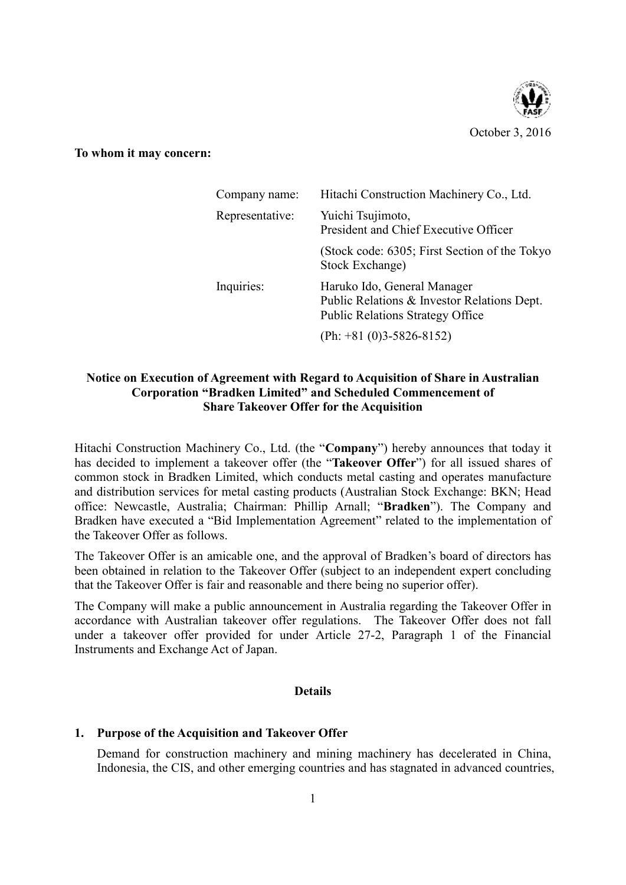October 3, 2016

**To whom it may concern:**

| | |
|---|---|
| Company name: | Hitachi Construction Machinery Co., Ltd. |
| Representative: | Yuichi Tsujimoto, President and Chief Executive Officer |
| | (Stock code: 6305; First Section of the Tokyo Stock Exchange) |
| Inquiries: | Haruko Ido, General Manager Public Relations & Investor Relations Dept. Public Relations Strategy Office |
| | (Ph: +81 (0)3-5826-8152) |

**Notice on Execution of Agreement with Regard to Acquisition of Share in Australian Corporation "Bradken Limited" and Scheduled Commencement of Share Takeover Offer for the Acquisition**

Hitachi Construction Machinery Co., Ltd. (the "**Company**") hereby announces that today it has decided to implement a takeover offer (the "**Takeover Offer**") for all issued shares of common stock in Bradken Limited, which conducts metal casting and operates manufacture and distribution services for metal casting products (Australian Stock Exchange: BKN; Head office: Newcastle, Australia; Chairman: Phillip Arnall; "**Bradken**"). The Company and Bradken have executed a "Bid Implementation Agreement" related to the implementation of the Takeover Offer as follows.

The Takeover Offer is an amicable one, and the approval of Bradken's board of directors has been obtained in relation to the Takeover Offer (subject to an independent expert concluding that the Takeover Offer is fair and reasonable and there being no superior offer).

The Company will make a public announcement in Australia regarding the Takeover Offer in accordance with Australian takeover offer regulations. The Takeover Offer does not fall under a takeover offer provided for under Article 27-2, Paragraph 1 of the Financial Instruments and Exchange Act of Japan.

**Details**

**1. Purpose of the Acquisition and Takeover Offer**

Demand for construction machinery and mining machinery has decelerated in China, Indonesia, the CIS, and other emerging countries and has stagnated in advanced countries,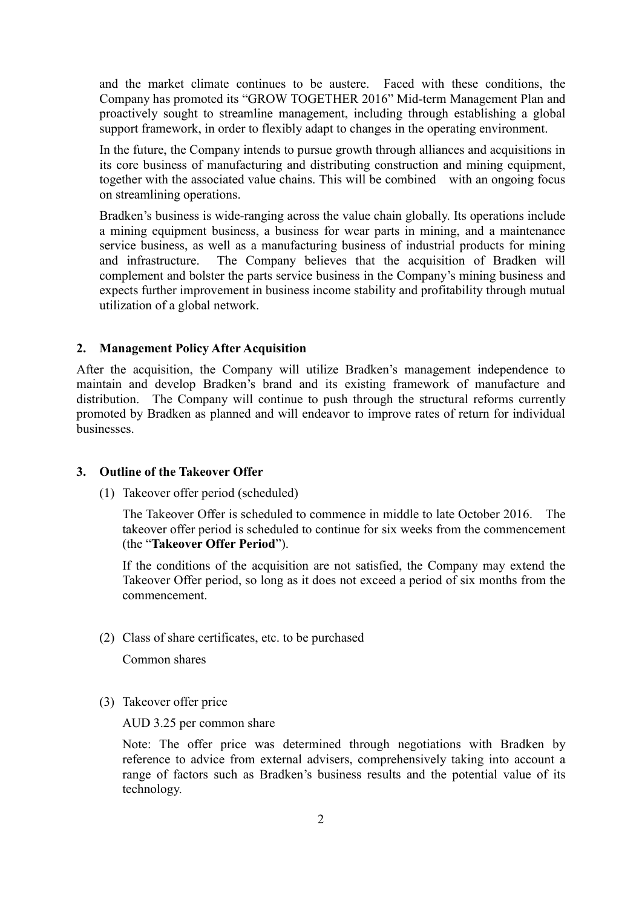and the market climate continues to be austere. Faced with these conditions, the Company has promoted its "GROW TOGETHER 2016" Mid-term Management Plan and proactively sought to streamline management, including through establishing a global support framework, in order to flexibly adapt to changes in the operating environment.

In the future, the Company intends to pursue growth through alliances and acquisitions in its core business of manufacturing and distributing construction and mining equipment, together with the associated value chains. This will be combined with an ongoing focus on streamlining operations.

Bradken's business is wide-ranging across the value chain globally. Its operations include a mining equipment business, a business for wear parts in mining, and a maintenance service business, as well as a manufacturing business of industrial products for mining and infrastructure. The Company believes that the acquisition of Bradken will complement and bolster the parts service business in the Company's mining business and expects further improvement in business income stability and profitability through mutual utilization of a global network.

## 2. Management Policy After Acquisition

After the acquisition, the Company will utilize Bradken's management independence to maintain and develop Bradken's brand and its existing framework of manufacture and distribution. The Company will continue to push through the structural reforms currently promoted by Bradken as planned and will endeavor to improve rates of return for individual businesses.

## 3. Outline of the Takeover Offer

(1) Takeover offer period (scheduled)

The Takeover Offer is scheduled to commence in middle to late October 2016. The takeover offer period is scheduled to continue for six weeks from the commencement (the "**Takeover Offer Period**").

If the conditions of the acquisition are not satisfied, the Company may extend the Takeover Offer period, so long as it does not exceed a period of six months from the commencement.

(2) Class of share certificates, etc. to be purchased

Common shares

(3) Takeover offer price

AUD 3.25 per common share

Note: The offer price was determined through negotiations with Bradken by reference to advice from external advisers, comprehensively taking into account a range of factors such as Bradken's business results and the potential value of its technology.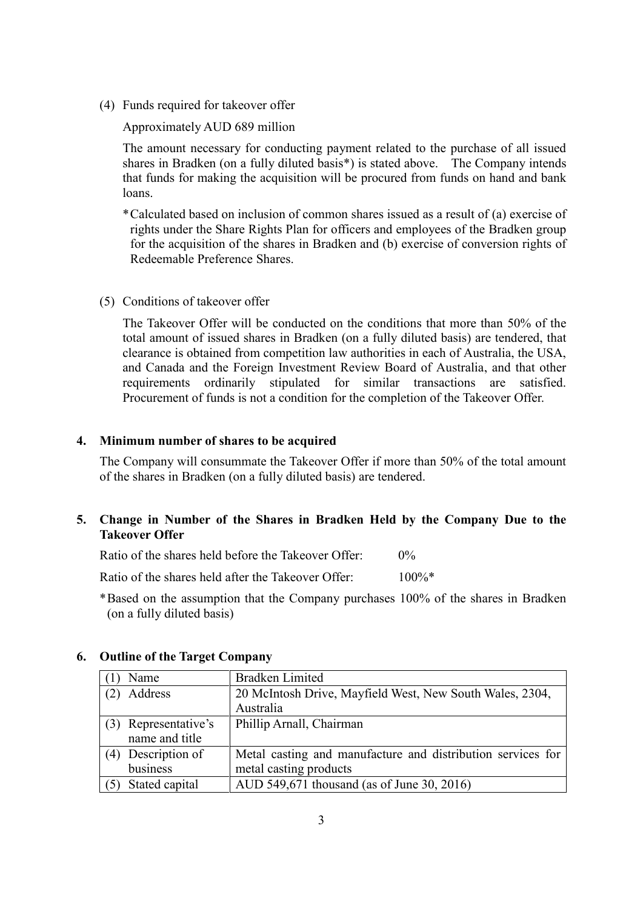(4) Funds required for takeover offer

Approximately AUD 689 million

The amount necessary for conducting payment related to the purchase of all issued shares in Bradken (on a fully diluted basis*) is stated above. The Company intends that funds for making the acquisition will be procured from funds on hand and bank loans.

*Calculated based on inclusion of common shares issued as a result of (a) exercise of rights under the Share Rights Plan for officers and employees of the Bradken group for the acquisition of the shares in Bradken and (b) exercise of conversion rights of Redeemable Preference Shares.

(5) Conditions of takeover offer

The Takeover Offer will be conducted on the conditions that more than 50% of the total amount of issued shares in Bradken (on a fully diluted basis) are tendered, that clearance is obtained from competition law authorities in each of Australia, the USA, and Canada and the Foreign Investment Review Board of Australia, and that other requirements ordinarily stipulated for similar transactions are satisfied. Procurement of funds is not a condition for the completion of the Takeover Offer.

## 4. Minimum number of shares to be acquired

The Company will consummate the Takeover Offer if more than 50% of the total amount of the shares in Bradken (on a fully diluted basis) are tendered.

## 5. Change in Number of the Shares in Bradken Held by the Company Due to the Takeover Offer

Ratio of the shares held before the Takeover Offer: 0%

Ratio of the shares held after the Takeover Offer: 100%*

*Based on the assumption that the Company purchases 100% of the shares in Bradken (on a fully diluted basis)

## 6. Outline of the Target Company

| | |
|---|---|
| (1) Name | Bradken Limited |
| (2) Address | 20 McIntosh Drive, Mayfield West, New South Wales, 2304, Australia |
| (3) Representative's name and title | Phillip Arnall, Chairman |
| (4) Description of business | Metal casting and manufacture and distribution services for metal casting products |
| (5) Stated capital | AUD 549,671 thousand (as of June 30, 2016) |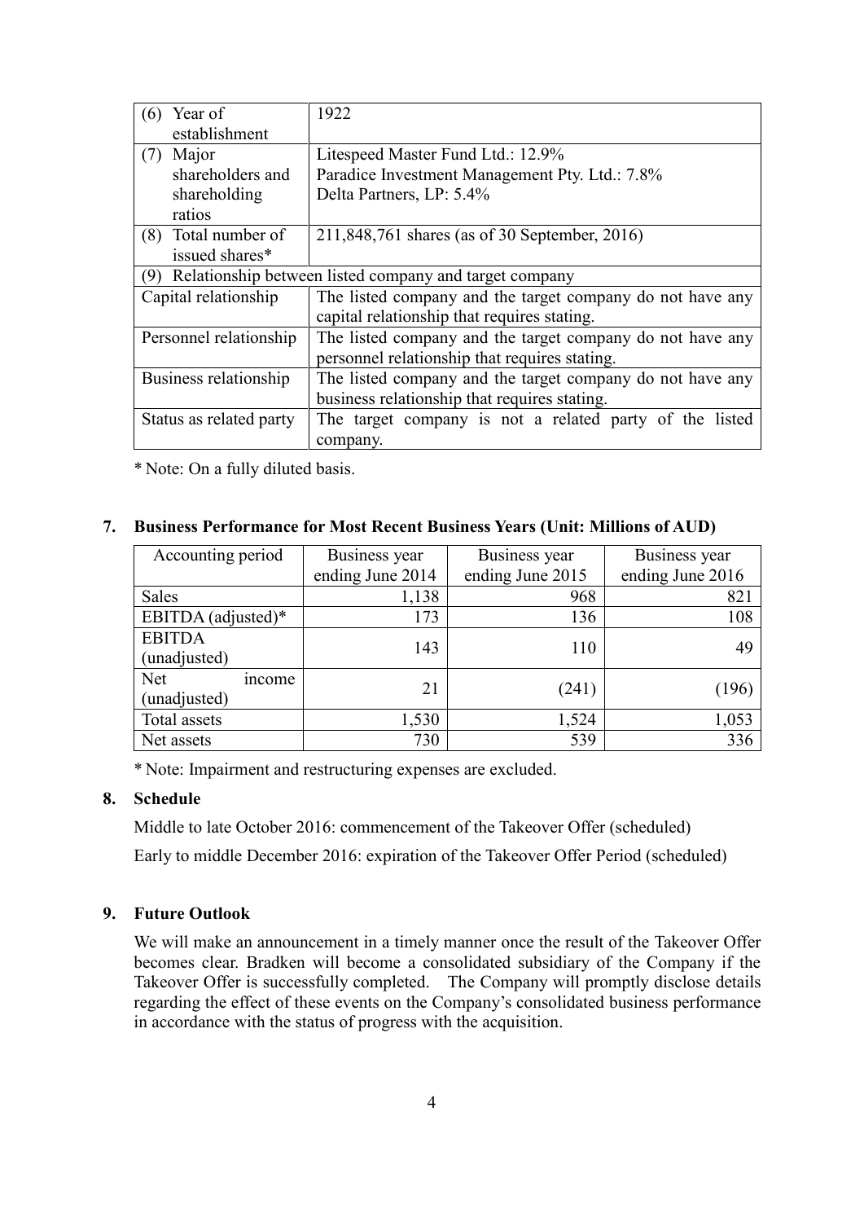| (6) Year of establishment | 1922 |
|---|---|
| (7) Major shareholders and shareholding ratios | Litespeed Master Fund Ltd.: 12.9%<br>Paradice Investment Management Pty. Ltd.: 7.8%<br>Delta Partners, LP: 5.4% |
| (8) Total number of issued shares* | 211,848,761 shares (as of 30 September, 2016) |
| (9) Relationship between listed company and target company | |
| Capital relationship | The listed company and the target company do not have any capital relationship that requires stating. |
| Personnel relationship | The listed company and the target company do not have any personnel relationship that requires stating. |
| Business relationship | The listed company and the target company do not have any business relationship that requires stating. |
| Status as related party | The target company is not a related party of the listed company. |

* Note: On a fully diluted basis.

## 7. Business Performance for Most Recent Business Years (Unit: Millions of AUD)

| Accounting period | Business year ending June 2014 | Business year ending June 2015 | Business year ending June 2016 |
|---|---|---|---|
| Sales | 1,138 | 968 | 821 |
| EBITDA (adjusted)* | 173 | 136 | 108 |
| EBITDA (unadjusted) | 143 | 110 | 49 |
| Net income (unadjusted) | 21 | (241) | (196) |
| Total assets | 1,530 | 1,524 | 1,053 |
| Net assets | 730 | 539 | 336 |

* Note: Impairment and restructuring expenses are excluded.

## 8. Schedule

Middle to late October 2016: commencement of the Takeover Offer (scheduled)

Early to middle December 2016: expiration of the Takeover Offer Period (scheduled)

## 9. Future Outlook

We will make an announcement in a timely manner once the result of the Takeover Offer becomes clear. Bradken will become a consolidated subsidiary of the Company if the Takeover Offer is successfully completed. The Company will promptly disclose details regarding the effect of these events on the Company's consolidated business performance in accordance with the status of progress with the acquisition.